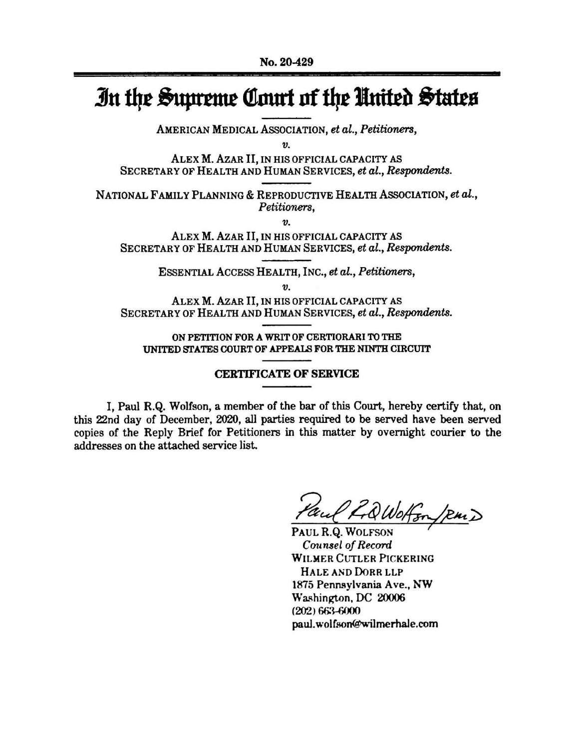No. 20-429

# In the Supreme Court of the United States

AMERICAN MEDICAL ASSOCIATION, *et al.*, *Petitioners*,

*v.*

ALEX M. AZAR II, IN HIS OFFICIAL CAPACITY AS SECRETARY OF HEALTH AND HUMAN SERVICES, *et al.*, *Respondents*.

NATIONAL FAMILY PLANNING & REPRODUCTIVE HEALTH ASSOCIATION, *et al.*, *Petitioners*,

*v.*

ALEX M. AZAR II, IN HIS OFFICIAL CAPACITY AS SECRETARY OF HEALTH AND HUMAN SERVICES, *et al.*, *Respondents*.

ESSENTIAL ACCESS HEALTH, INC., *et al.*, *Petitioners*,

*v.*

ALEX M. AZAR II, IN HIS OFFICIAL CAPACITY AS SECRETARY OF HEALTH AND HUMAN SERVICES, *et al.*, *Respondents*.

ON PETITION FOR A WRIT OF CERTIORARI TO THE UNITED STATES COURT OF APPEALS FOR THE NINTH CIRCUIT

## CERTIFICATE OF SERVICE

I, Paul R.Q. Wolfson, a member of the bar of this Court, hereby certify that, on this 22nd day of December, 2020, all parties required to be served have been served copies of the Reply Brief for Petitioners in this matter by overnight courier to the addresses on the attached service list.

Paul R.Q. Wolfson /RMD

PAUL R.Q. WOLFSON
*Counsel of Record*
WILMER CUTLER PICKERING
HALE AND DORR LLP
1875 Pennsylvania Ave., NW
Washington, DC 20006
(202) 663-6000
paul.wolfson@wilmerhale.com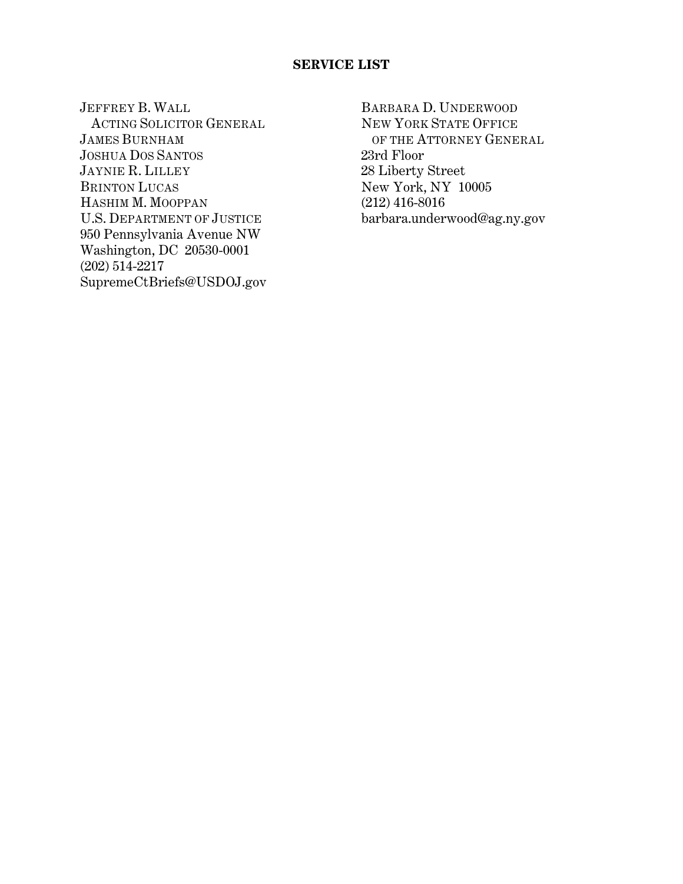**SERVICE LIST**

JEFFREY B. WALL
ACTING SOLICITOR GENERAL
JAMES BURNHAM
JOSHUA DOS SANTOS
JAYNIE R. LILLEY
BRINTON LUCAS
HASHIM M. MOOPPAN
U.S. DEPARTMENT OF JUSTICE
950 Pennsylvania Avenue NW
Washington, DC 20530-0001
(202) 514-2217
SupremeCtBriefs@USDOJ.gov

BARBARA D. UNDERWOOD
NEW YORK STATE OFFICE
OF THE ATTORNEY GENERAL
23rd Floor
28 Liberty Street
New York, NY 10005
(212) 416-8016
barbara.underwood@ag.ny.gov